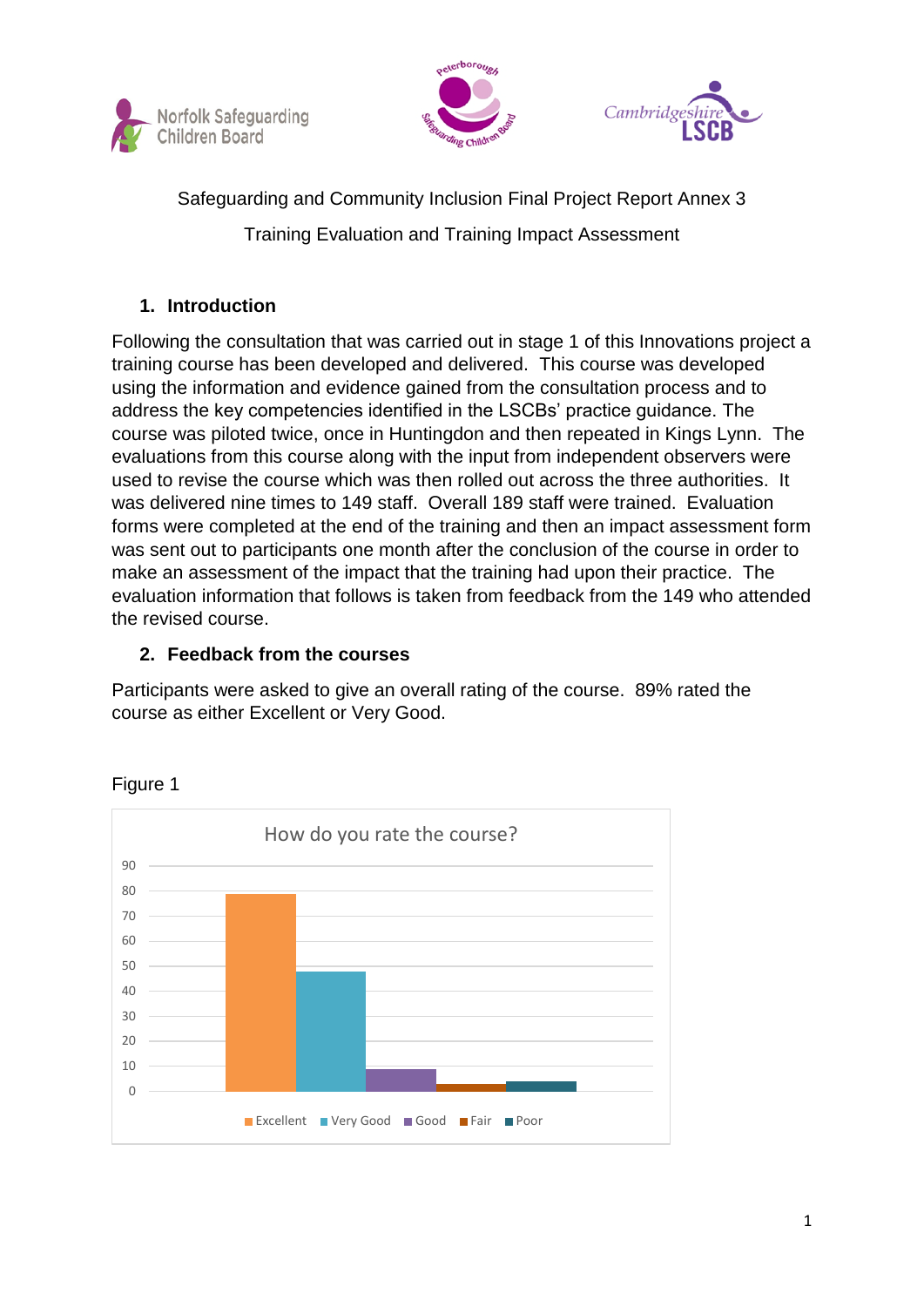Safeguarding and Community Inclusion Final Project Report Annex 3

Training Evaluation and Training Impact Assessment

## 1. Introduction

Following the consultation that was carried out in stage 1 of this Innovations project a training course has been developed and delivered. This course was developed using the information and evidence gained from the consultation process and to address the key competencies identified in the LSCBs' practice guidance. The course was piloted twice, once in Huntingdon and then repeated in Kings Lynn. The evaluations from this course along with the input from independent observers were used to revise the course which was then rolled out across the three authorities. It was delivered nine times to 149 staff. Overall 189 staff were trained. Evaluation forms were completed at the end of the training and then an impact assessment form was sent out to participants one month after the conclusion of the course in order to make an assessment of the impact that the training had upon their practice. The evaluation information that follows is taken from feedback from the 149 who attended the revised course.

## 2. Feedback from the courses

Participants were asked to give an overall rating of the course. 89% rated the course as either Excellent or Very Good.

Figure 1

How do you rate the course?

| Rating | Count (approx.) |
|---|---|
| Excellent | 79 |
| Very Good | 48 |
| Good | 9 |
| Fair | 3 |
| Poor | 4 |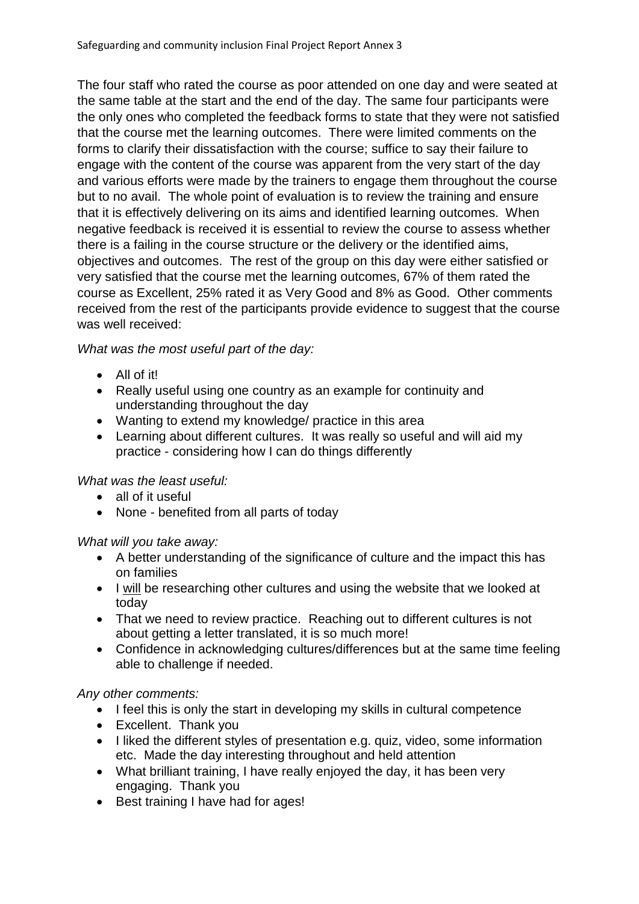The four staff who rated the course as poor attended on one day and were seated at the same table at the start and the end of the day. The same four participants were the only ones who completed the feedback forms to state that they were not satisfied that the course met the learning outcomes. There were limited comments on the forms to clarify their dissatisfaction with the course; suffice to say their failure to engage with the content of the course was apparent from the very start of the day and various efforts were made by the trainers to engage them throughout the course but to no avail. The whole point of evaluation is to review the training and ensure that it is effectively delivering on its aims and identified learning outcomes. When negative feedback is received it is essential to review the course to assess whether there is a failing in the course structure or the delivery or the identified aims, objectives and outcomes. The rest of the group on this day were either satisfied or very satisfied that the course met the learning outcomes, 67% of them rated the course as Excellent, 25% rated it as Very Good and 8% as Good. Other comments received from the rest of the participants provide evidence to suggest that the course was well received:

*What was the most useful part of the day:*

- All of it!
- Really useful using one country as an example for continuity and understanding throughout the day
- Wanting to extend my knowledge/ practice in this area
- Learning about different cultures. It was really so useful and will aid my practice - considering how I can do things differently

*What was the least useful:*

- all of it useful
- None - benefited from all parts of today

*What will you take away:*

- A better understanding of the significance of culture and the impact this has on families
- I <u>will</u> be researching other cultures and using the website that we looked at today
- That we need to review practice. Reaching out to different cultures is not about getting a letter translated, it is so much more!
- Confidence in acknowledging cultures/differences but at the same time feeling able to challenge if needed.

*Any other comments:*

- I feel this is only the start in developing my skills in cultural competence
- Excellent. Thank you
- I liked the different styles of presentation e.g. quiz, video, some information etc. Made the day interesting throughout and held attention
- What brilliant training, I have really enjoyed the day, it has been very engaging. Thank you
- Best training I have had for ages!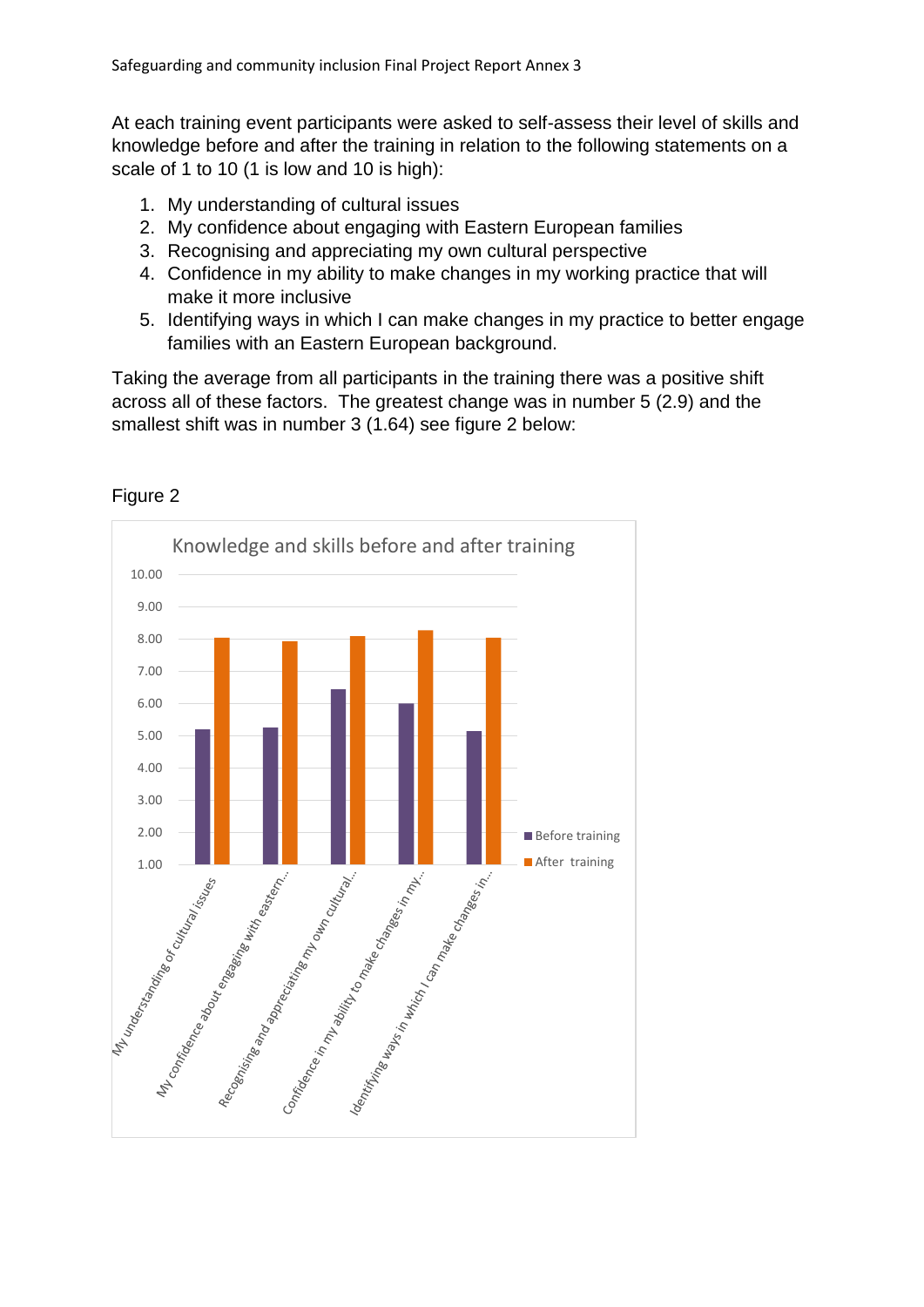At each training event participants were asked to self-assess their level of skills and knowledge before and after the training in relation to the following statements on a scale of 1 to 10 (1 is low and 10 is high):

1. My understanding of cultural issues
2. My confidence about engaging with Eastern European families
3. Recognising and appreciating my own cultural perspective
4. Confidence in my ability to make changes in my working practice that will make it more inclusive
5. Identifying ways in which I can make changes in my practice to better engage families with an Eastern European background.

Taking the average from all participants in the training there was a positive shift across all of these factors. The greatest change was in number 5 (2.9) and the smallest shift was in number 3 (1.64) see figure 2 below:

Figure 2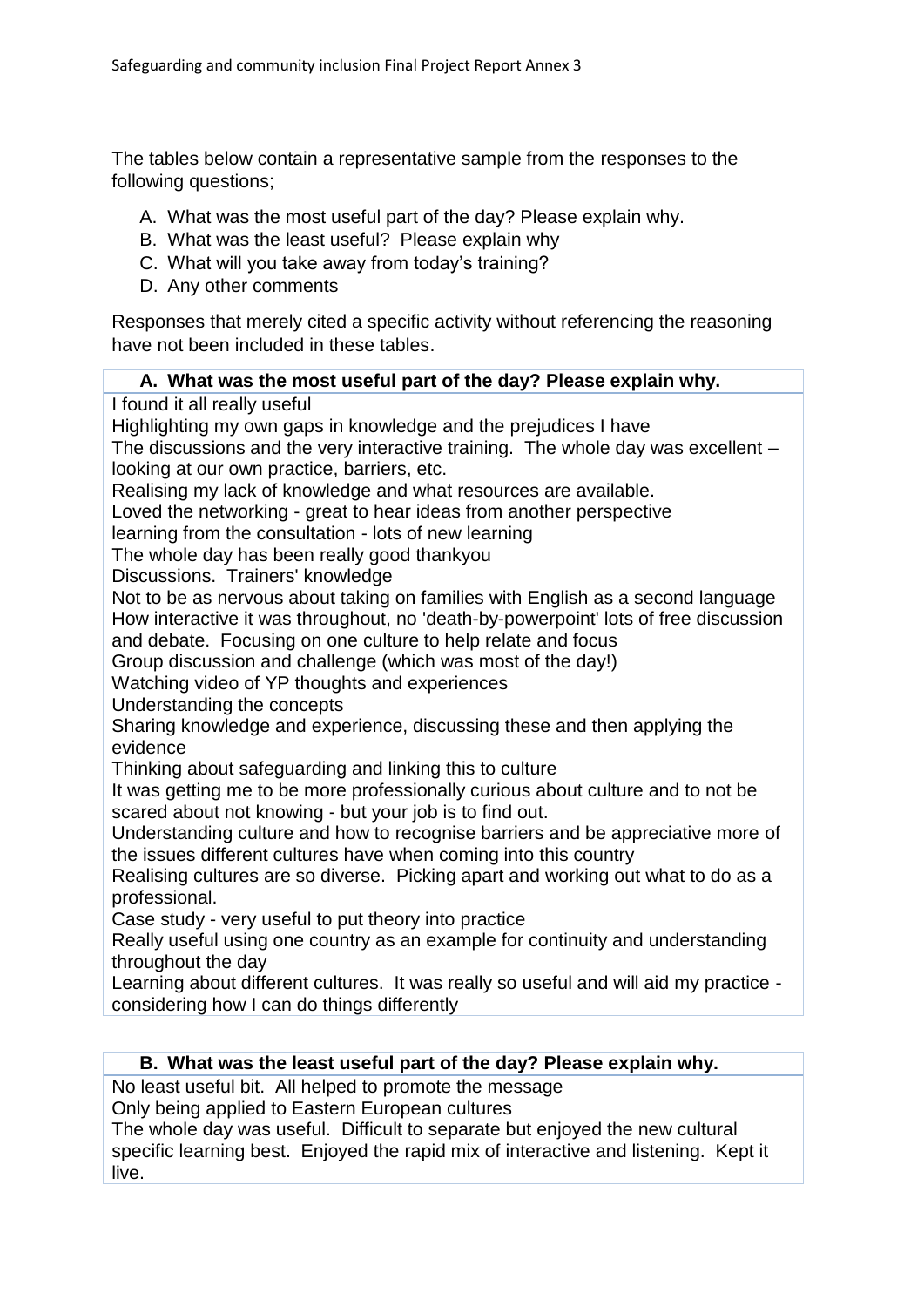The tables below contain a representative sample from the responses to the following questions;

A. What was the most useful part of the day? Please explain why.
B. What was the least useful? Please explain why
C. What will you take away from today's training?
D. Any other comments

Responses that merely cited a specific activity without referencing the reasoning have not been included in these tables.

| A. What was the most useful part of the day? Please explain why. |
|---|
| I found it all really useful |
| Highlighting my own gaps in knowledge and the prejudices I have |
| The discussions and the very interactive training. The whole day was excellent – looking at our own practice, barriers, etc. |
| Realising my lack of knowledge and what resources are available. |
| Loved the networking - great to hear ideas from another perspective |
| learning from the consultation - lots of new learning |
| The whole day has been really good thankyou |
| Discussions. Trainers' knowledge |
| Not to be as nervous about taking on families with English as a second language |
| How interactive it was throughout, no 'death-by-powerpoint' lots of free discussion and debate. Focusing on one culture to help relate and focus |
| Group discussion and challenge (which was most of the day!) |
| Watching video of YP thoughts and experiences |
| Understanding the concepts |
| Sharing knowledge and experience, discussing these and then applying the evidence |
| Thinking about safeguarding and linking this to culture |
| It was getting me to be more professionally curious about culture and to not be scared about not knowing - but your job is to find out. |
| Understanding culture and how to recognise barriers and be appreciative more of the issues different cultures have when coming into this country |
| Realising cultures are so diverse. Picking apart and working out what to do as a professional. |
| Case study - very useful to put theory into practice |
| Really useful using one country as an example for continuity and understanding throughout the day |
| Learning about different cultures. It was really so useful and will aid my practice - considering how I can do things differently |

| B. What was the least useful part of the day? Please explain why. |
|---|
| No least useful bit. All helped to promote the message |
| Only being applied to Eastern European cultures |
| The whole day was useful. Difficult to separate but enjoyed the new cultural specific learning best. Enjoyed the rapid mix of interactive and listening. Kept it live. |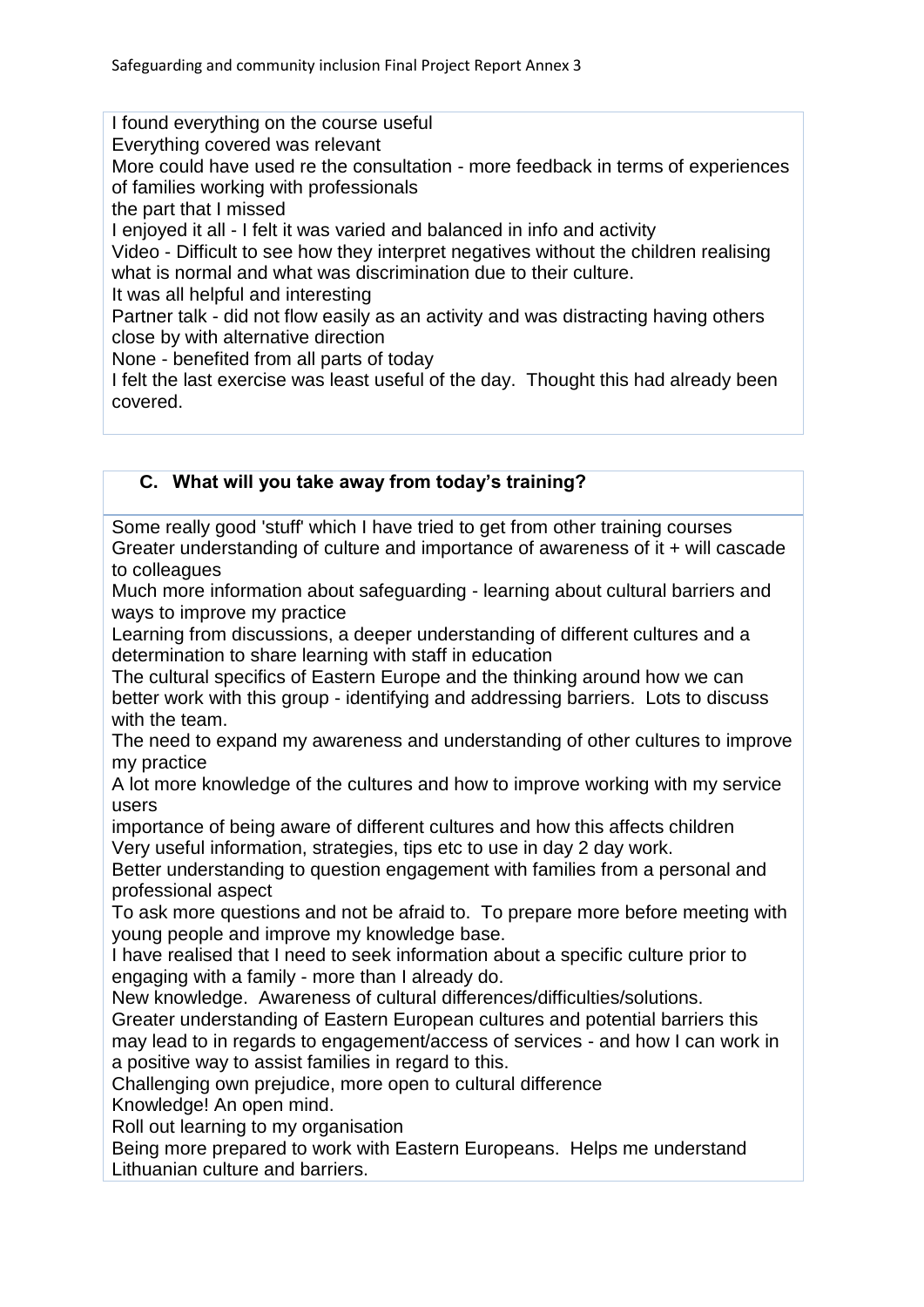I found everything on the course useful
Everything covered was relevant
More could have used re the consultation - more feedback in terms of experiences of families working with professionals
the part that I missed
I enjoyed it all - I felt it was varied and balanced in info and activity
Video - Difficult to see how they interpret negatives without the children realising what is normal and what was discrimination due to their culture.
It was all helpful and interesting
Partner talk - did not flow easily as an activity and was distracting having others close by with alternative direction
None - benefited from all parts of today
I felt the last exercise was least useful of the day. Thought this had already been covered.

### C. What will you take away from today's training?

Some really good 'stuff' which I have tried to get from other training courses
Greater understanding of culture and importance of awareness of it + will cascade to colleagues
Much more information about safeguarding - learning about cultural barriers and ways to improve my practice
Learning from discussions, a deeper understanding of different cultures and a determination to share learning with staff in education
The cultural specifics of Eastern Europe and the thinking around how we can better work with this group - identifying and addressing barriers. Lots to discuss with the team.
The need to expand my awareness and understanding of other cultures to improve my practice
A lot more knowledge of the cultures and how to improve working with my service users
importance of being aware of different cultures and how this affects children
Very useful information, strategies, tips etc to use in day 2 day work.
Better understanding to question engagement with families from a personal and professional aspect
To ask more questions and not be afraid to. To prepare more before meeting with young people and improve my knowledge base.
I have realised that I need to seek information about a specific culture prior to engaging with a family - more than I already do.
New knowledge. Awareness of cultural differences/difficulties/solutions.
Greater understanding of Eastern European cultures and potential barriers this may lead to in regards to engagement/access of services - and how I can work in a positive way to assist families in regard to this.
Challenging own prejudice, more open to cultural difference
Knowledge! An open mind.
Roll out learning to my organisation
Being more prepared to work with Eastern Europeans. Helps me understand Lithuanian culture and barriers.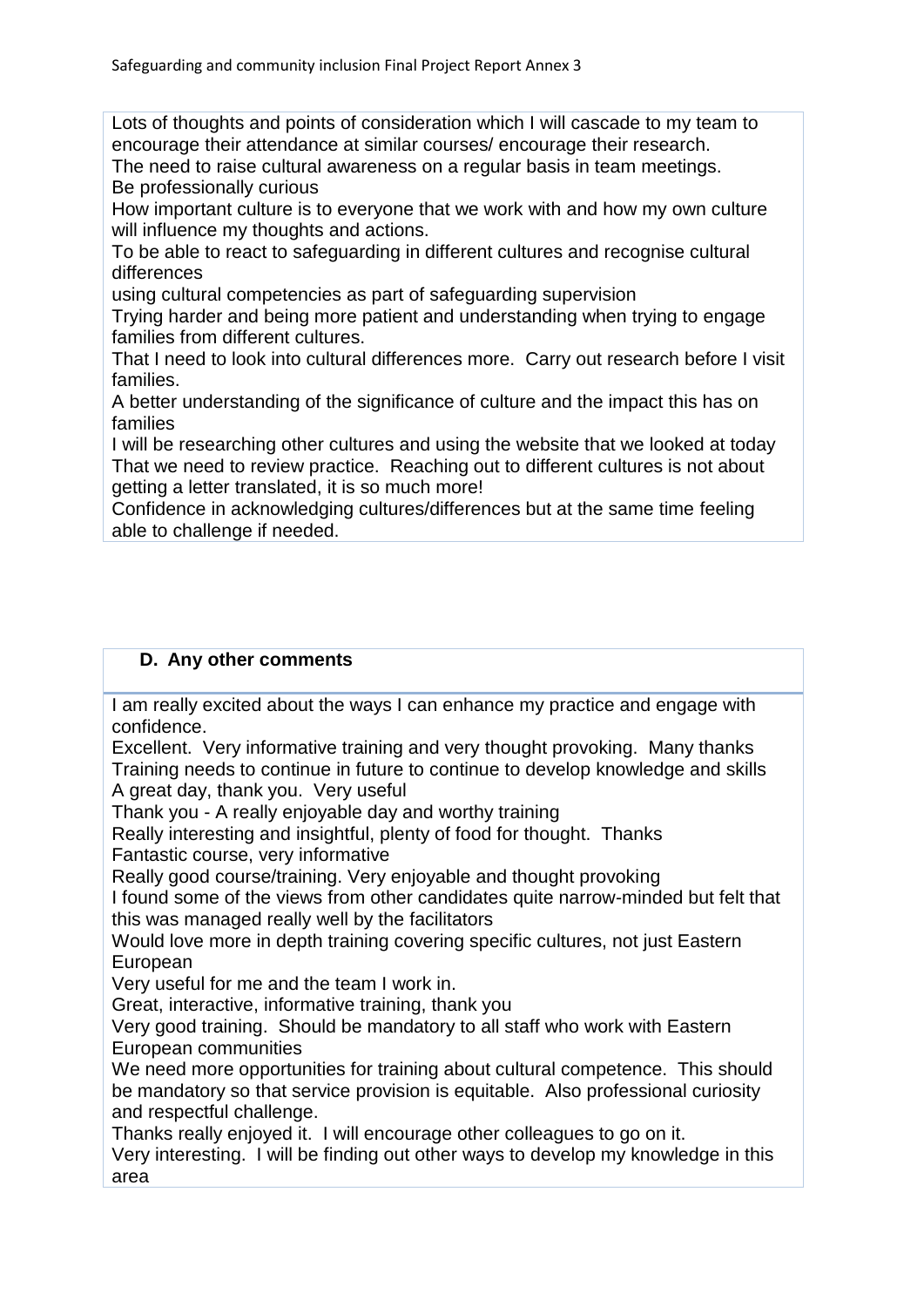Lots of thoughts and points of consideration which I will cascade to my team to encourage their attendance at similar courses/ encourage their research.

The need to raise cultural awareness on a regular basis in team meetings.

Be professionally curious

How important culture is to everyone that we work with and how my own culture will influence my thoughts and actions.

To be able to react to safeguarding in different cultures and recognise cultural differences

using cultural competencies as part of safeguarding supervision

Trying harder and being more patient and understanding when trying to engage families from different cultures.

That I need to look into cultural differences more. Carry out research before I visit families.

A better understanding of the significance of culture and the impact this has on families

I will be researching other cultures and using the website that we looked at today

That we need to review practice. Reaching out to different cultures is not about getting a letter translated, it is so much more!

Confidence in acknowledging cultures/differences but at the same time feeling able to challenge if needed.

### D. Any other comments

I am really excited about the ways I can enhance my practice and engage with confidence.

Excellent. Very informative training and very thought provoking. Many thanks

Training needs to continue in future to continue to develop knowledge and skills

A great day, thank you. Very useful

Thank you - A really enjoyable day and worthy training

Really interesting and insightful, plenty of food for thought. Thanks

Fantastic course, very informative

Really good course/training. Very enjoyable and thought provoking

I found some of the views from other candidates quite narrow-minded but felt that this was managed really well by the facilitators

Would love more in depth training covering specific cultures, not just Eastern European

Very useful for me and the team I work in.

Great, interactive, informative training, thank you

Very good training. Should be mandatory to all staff who work with Eastern European communities

We need more opportunities for training about cultural competence. This should be mandatory so that service provision is equitable. Also professional curiosity and respectful challenge.

Thanks really enjoyed it. I will encourage other colleagues to go on it.

Very interesting. I will be finding out other ways to develop my knowledge in this area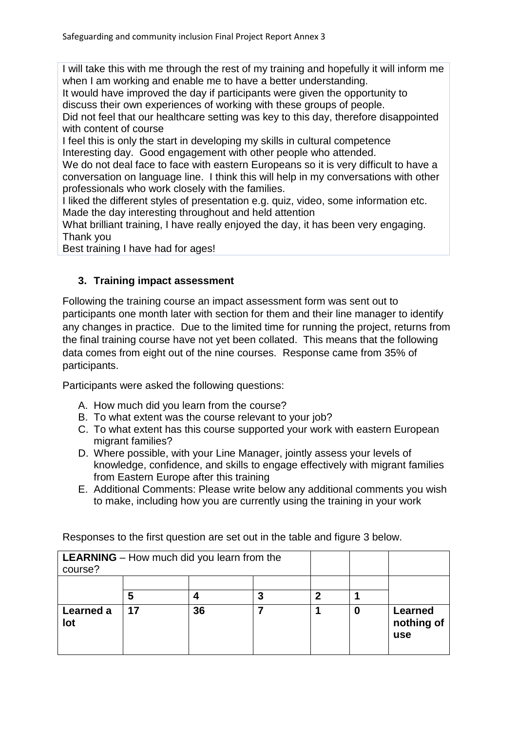I will take this with me through the rest of my training and hopefully it will inform me when I am working and enable me to have a better understanding.
It would have improved the day if participants were given the opportunity to discuss their own experiences of working with these groups of people.
Did not feel that our healthcare setting was key to this day, therefore disappointed with content of course
I feel this is only the start in developing my skills in cultural competence
Interesting day. Good engagement with other people who attended.
We do not deal face to face with eastern Europeans so it is very difficult to have a conversation on language line. I think this will help in my conversations with other professionals who work closely with the families.
I liked the different styles of presentation e.g. quiz, video, some information etc. Made the day interesting throughout and held attention
What brilliant training, I have really enjoyed the day, it has been very engaging. Thank you
Best training I have had for ages!

### 3. Training impact assessment

Following the training course an impact assessment form was sent out to participants one month later with section for them and their line manager to identify any changes in practice. Due to the limited time for running the project, returns from the final training course have not yet been collated. This means that the following data comes from eight out of the nine courses. Response came from 35% of participants.

Participants were asked the following questions:

A. How much did you learn from the course?
B. To what extent was the course relevant to your job?
C. To what extent has this course supported your work with eastern European migrant families?
D. Where possible, with your Line Manager, jointly assess your levels of knowledge, confidence, and skills to engage effectively with migrant families from Eastern Europe after this training
E. Additional Comments: Please write below any additional comments you wish to make, including how you are currently using the training in your work

Responses to the first question are set out in the table and figure 3 below.

| **LEARNING** – How much did you learn from the course? | | | | | | |
|---|---|---|---|---|---|---|
| | **5** | **4** | **3** | **2** | **1** | |
| **Learned a lot** | **17** | **36** | **7** | **1** | **0** | **Learned nothing of use** |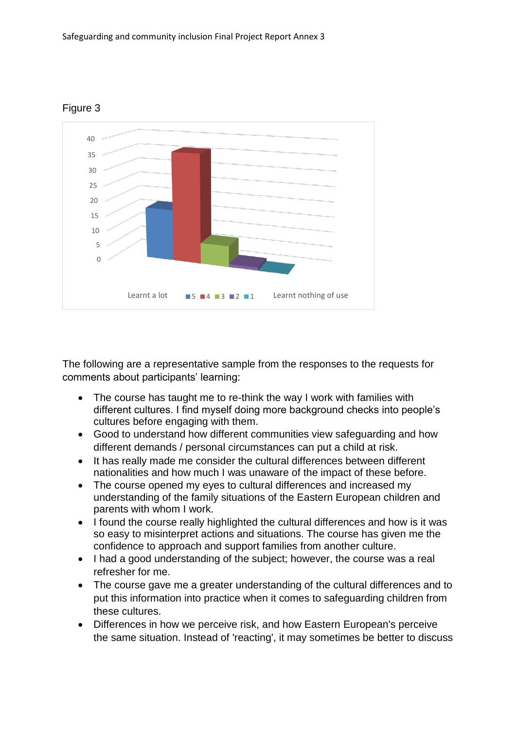Figure 3

The following are a representative sample from the responses to the requests for comments about participants' learning:

- The course has taught me to re-think the way I work with families with different cultures. I find myself doing more background checks into people's cultures before engaging with them.
- Good to understand how different communities view safeguarding and how different demands / personal circumstances can put a child at risk.
- It has really made me consider the cultural differences between different nationalities and how much I was unaware of the impact of these before.
- The course opened my eyes to cultural differences and increased my understanding of the family situations of the Eastern European children and parents with whom I work.
- I found the course really highlighted the cultural differences and how is it was so easy to misinterpret actions and situations. The course has given me the confidence to approach and support families from another culture.
- I had a good understanding of the subject; however, the course was a real refresher for me.
- The course gave me a greater understanding of the cultural differences and to put this information into practice when it comes to safeguarding children from these cultures.
- Differences in how we perceive risk, and how Eastern European's perceive the same situation. Instead of 'reacting', it may sometimes be better to discuss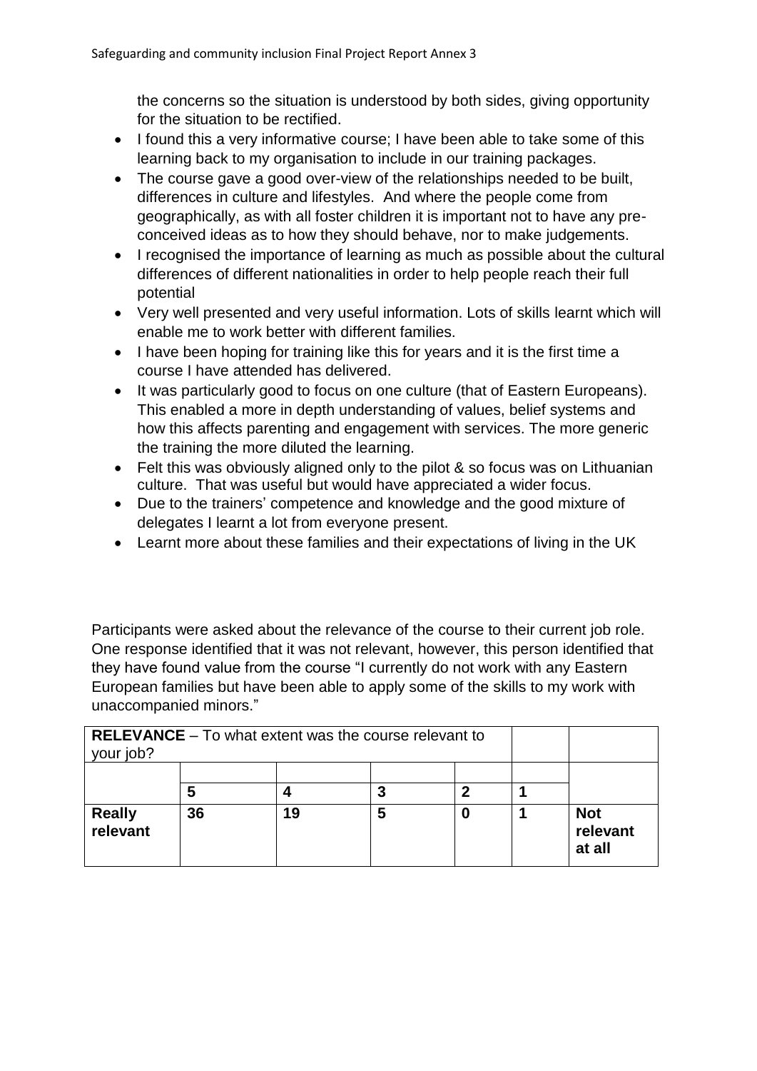the concerns so the situation is understood by both sides, giving opportunity for the situation to be rectified.

- I found this a very informative course; I have been able to take some of this learning back to my organisation to include in our training packages.
- The course gave a good over-view of the relationships needed to be built, differences in culture and lifestyles. And where the people come from geographically, as with all foster children it is important not to have any pre-conceived ideas as to how they should behave, nor to make judgements.
- I recognised the importance of learning as much as possible about the cultural differences of different nationalities in order to help people reach their full potential
- Very well presented and very useful information. Lots of skills learnt which will enable me to work better with different families.
- I have been hoping for training like this for years and it is the first time a course I have attended has delivered.
- It was particularly good to focus on one culture (that of Eastern Europeans). This enabled a more in depth understanding of values, belief systems and how this affects parenting and engagement with services. The more generic the training the more diluted the learning.
- Felt this was obviously aligned only to the pilot & so focus was on Lithuanian culture. That was useful but would have appreciated a wider focus.
- Due to the trainers' competence and knowledge and the good mixture of delegates I learnt a lot from everyone present.
- Learnt more about these families and their expectations of living in the UK

Participants were asked about the relevance of the course to their current job role. One response identified that it was not relevant, however, this person identified that they have found value from the course "I currently do not work with any Eastern European families but have been able to apply some of the skills to my work with unaccompanied minors."

| **RELEVANCE** – To what extent was the course relevant to your job? | | | | | | |
|---|---|---|---|---|---|---|
| | **5** | **4** | **3** | **2** | **1** | |
| **Really relevant** | **36** | **19** | **5** | **0** | **1** | **Not relevant at all** |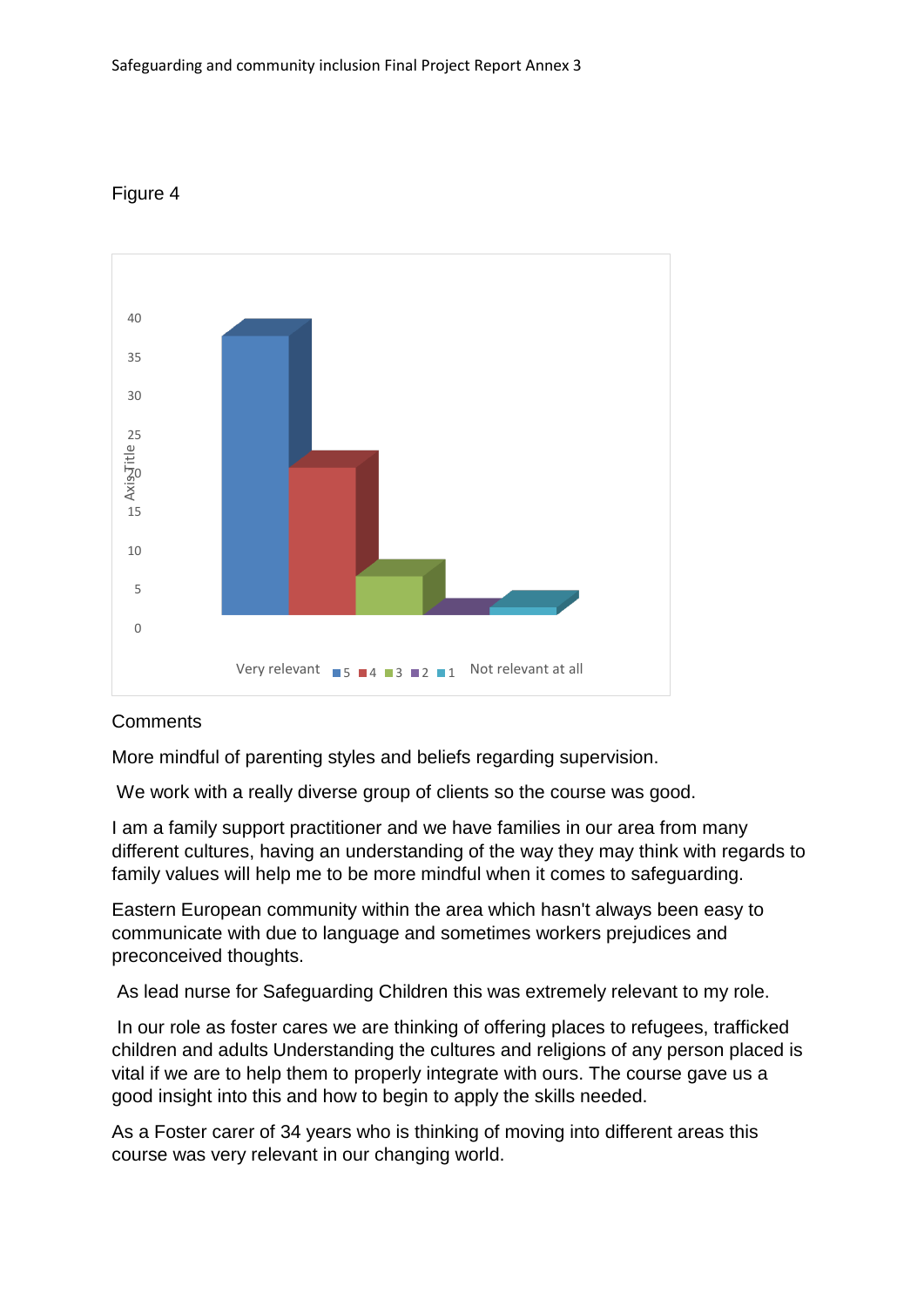Figure 4

Comments

More mindful of parenting styles and beliefs regarding supervision.

We work with a really diverse group of clients so the course was good.

I am a family support practitioner and we have families in our area from many different cultures, having an understanding of the way they may think with regards to family values will help me to be more mindful when it comes to safeguarding.

Eastern European community within the area which hasn't always been easy to communicate with due to language and sometimes workers prejudices and preconceived thoughts.

As lead nurse for Safeguarding Children this was extremely relevant to my role.

In our role as foster cares we are thinking of offering places to refugees, trafficked children and adults Understanding the cultures and religions of any person placed is vital if we are to help them to properly integrate with ours. The course gave us a good insight into this and how to begin to apply the skills needed.

As a Foster carer of 34 years who is thinking of moving into different areas this course was very relevant in our changing world.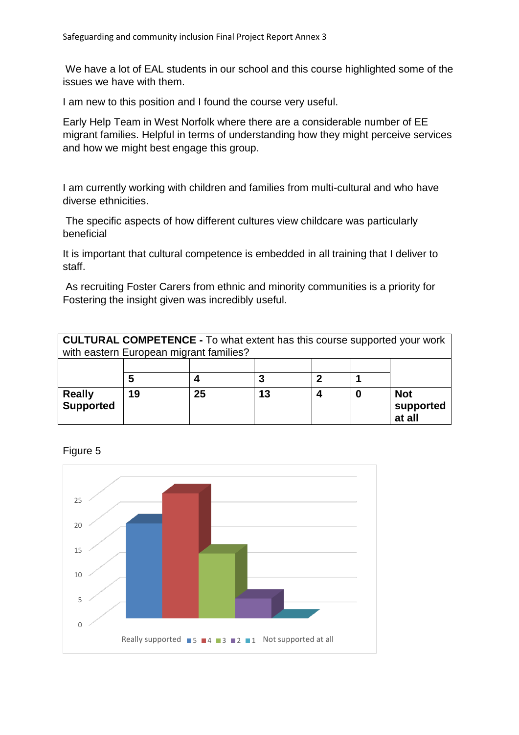We have a lot of EAL students in our school and this course highlighted some of the issues we have with them.

I am new to this position and I found the course very useful.

Early Help Team in West Norfolk where there are a considerable number of EE migrant families. Helpful in terms of understanding how they might perceive services and how we might best engage this group.

I am currently working with children and families from multi-cultural and who have diverse ethnicities.

The specific aspects of how different cultures view childcare was particularly beneficial

It is important that cultural competence is embedded in all training that I deliver to staff.

As recruiting Foster Carers from ethnic and minority communities is a priority for Fostering the insight given was incredibly useful.

| **CULTURAL COMPETENCE -** To what extent has this course supported your work with eastern European migrant families? | | | | | | |
|---|---|---|---|---|---|---|
| | **5** | **4** | **3** | **2** | **1** | |
| **Really Supported** | **19** | **25** | **13** | **4** | **0** | **Not supported at all** |

Figure 5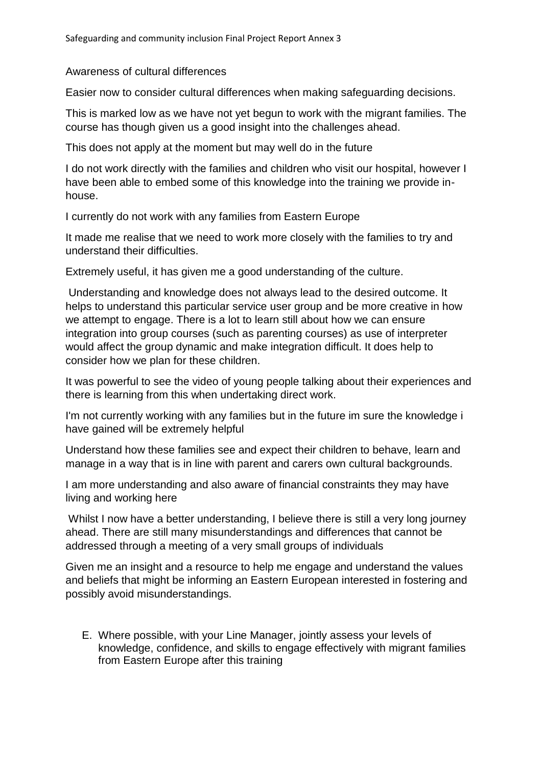Awareness of cultural differences

Easier now to consider cultural differences when making safeguarding decisions.

This is marked low as we have not yet begun to work with the migrant families. The course has though given us a good insight into the challenges ahead.

This does not apply at the moment but may well do in the future

I do not work directly with the families and children who visit our hospital, however I have been able to embed some of this knowledge into the training we provide in-house.

I currently do not work with any families from Eastern Europe

It made me realise that we need to work more closely with the families to try and understand their difficulties.

Extremely useful, it has given me a good understanding of the culture.

Understanding and knowledge does not always lead to the desired outcome. It helps to understand this particular service user group and be more creative in how we attempt to engage. There is a lot to learn still about how we can ensure integration into group courses (such as parenting courses) as use of interpreter would affect the group dynamic and make integration difficult. It does help to consider how we plan for these children.

It was powerful to see the video of young people talking about their experiences and there is learning from this when undertaking direct work.

I'm not currently working with any families but in the future im sure the knowledge i have gained will be extremely helpful

Understand how these families see and expect their children to behave, learn and manage in a way that is in line with parent and carers own cultural backgrounds.

I am more understanding and also aware of financial constraints they may have living and working here

Whilst I now have a better understanding, I believe there is still a very long journey ahead. There are still many misunderstandings and differences that cannot be addressed through a meeting of a very small groups of individuals

Given me an insight and a resource to help me engage and understand the values and beliefs that might be informing an Eastern European interested in fostering and possibly avoid misunderstandings.

E. Where possible, with your Line Manager, jointly assess your levels of knowledge, confidence, and skills to engage effectively with migrant families from Eastern Europe after this training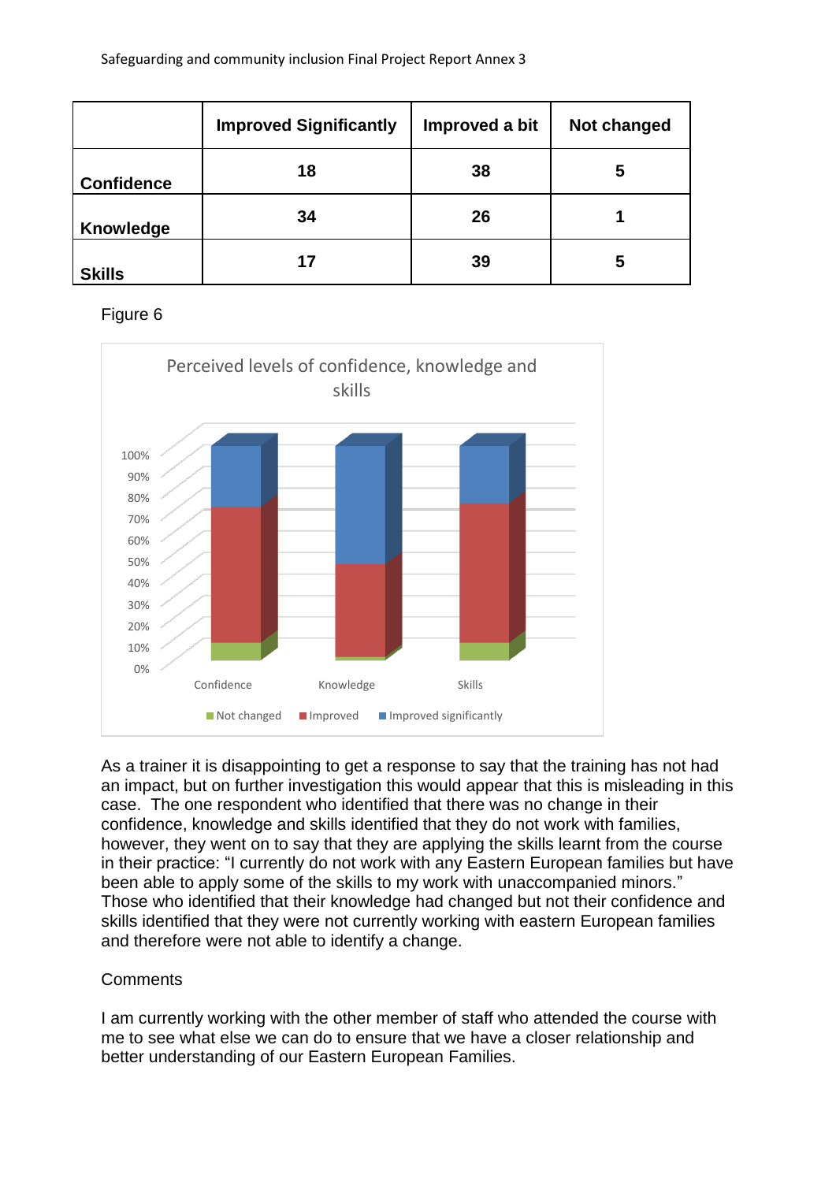|  | Improved Significantly | Improved a bit | Not changed |
|---|---|---|---|
| **Confidence** | 18 | 38 | 5 |
| **Knowledge** | 34 | 26 | 1 |
| **Skills** | 17 | 39 | 5 |

Figure 6

As a trainer it is disappointing to get a response to say that the training has not had an impact, but on further investigation this would appear that this is misleading in this case. The one respondent who identified that there was no change in their confidence, knowledge and skills identified that they do not work with families, however, they went on to say that they are applying the skills learnt from the course in their practice: "I currently do not work with any Eastern European families but have been able to apply some of the skills to my work with unaccompanied minors." Those who identified that their knowledge had changed but not their confidence and skills identified that they were not currently working with eastern European families and therefore were not able to identify a change.

Comments

I am currently working with the other member of staff who attended the course with me to see what else we can do to ensure that we have a closer relationship and better understanding of our Eastern European Families.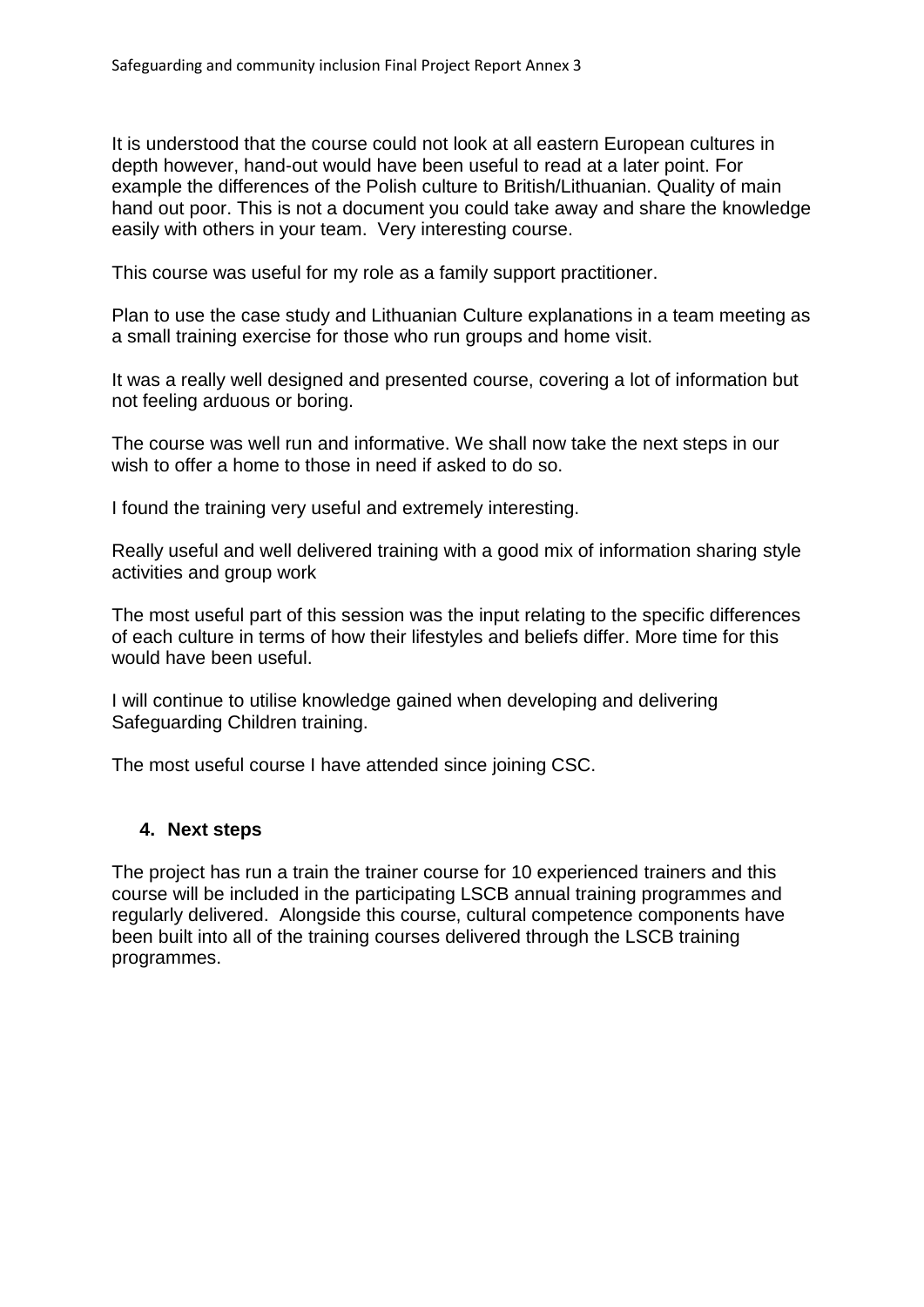It is understood that the course could not look at all eastern European cultures in depth however, hand-out would have been useful to read at a later point. For example the differences of the Polish culture to British/Lithuanian. Quality of main hand out poor. This is not a document you could take away and share the knowledge easily with others in your team.  Very interesting course.

This course was useful for my role as a family support practitioner.

Plan to use the case study and Lithuanian Culture explanations in a team meeting as a small training exercise for those who run groups and home visit.

It was a really well designed and presented course, covering a lot of information but not feeling arduous or boring.

The course was well run and informative. We shall now take the next steps in our wish to offer a home to those in need if asked to do so.

I found the training very useful and extremely interesting.

Really useful and well delivered training with a good mix of information sharing style activities and group work

The most useful part of this session was the input relating to the specific differences of each culture in terms of how their lifestyles and beliefs differ. More time for this would have been useful.

I will continue to utilise knowledge gained when developing and delivering Safeguarding Children training.

The most useful course I have attended since joining CSC.

## 4. Next steps

The project has run a train the trainer course for 10 experienced trainers and this course will be included in the participating LSCB annual training programmes and regularly delivered.  Alongside this course, cultural competence components have been built into all of the training courses delivered through the LSCB training programmes.